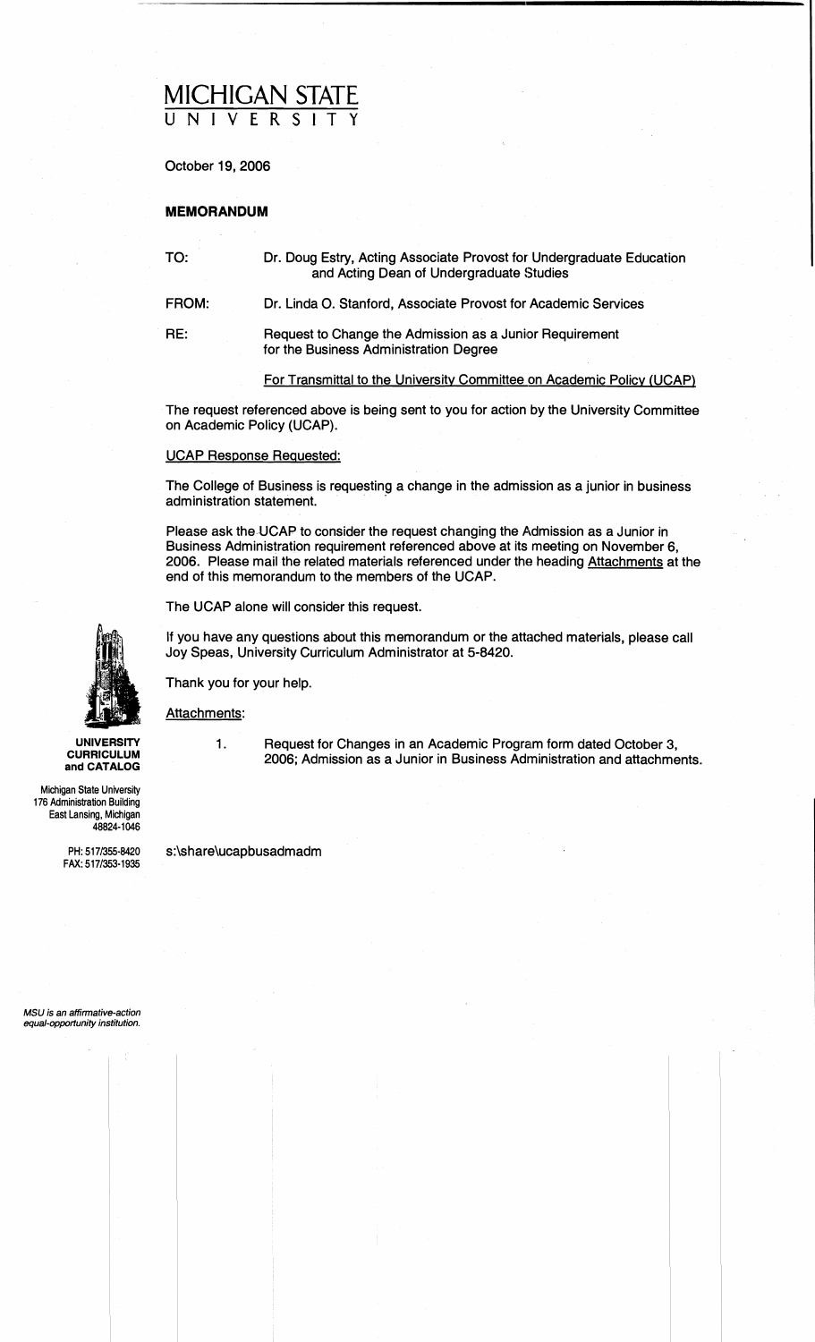# MICHIGAN STATE UNIVERSITY

October 19, 2006

**MEMORANDUM**

TO: Dr. Doug Estry, Acting Associate Provost for Undergraduate Education and Acting Dean of Undergraduate Studies

FROM: Dr. Linda O. Stanford, Associate Provost for Academic Services

RE: Request to Change the Admission as a Junior Requirement for the Business Administration Degree

For Transmittal to the University Committee on Academic Policy (UCAP)

The request referenced above is being sent to you for action by the University Committee on Academic Policy (UCAP).

UCAP Response Requested:

The College of Business is requesting a change in the admission as a junior in business administration statement.

Please ask the UCAP to consider the request changing the Admission as a Junior in Business Administration requirement referenced above at its meeting on November 6, 2006. Please mail the related materials referenced under the heading Attachments at the end of this memorandum to the members of the UCAP.

The UCAP alone will consider this request.

If you have any questions about this memorandum or the attached materials, please call Joy Speas, University Curriculum Administrator at 5-8420.

Thank you for your help.

Attachments:

1. Request for Changes in an Academic Program form dated October 3, 2006; Admission as a Junior in Business Administration and attachments.

s:\share\ucapbusadmadm

**UNIVERSITY CURRICULUM and CATALOG**

Michigan State University
176 Administration Building
East Lansing, Michigan
48824-1046

PH: 517/355-8420
FAX: 517/353-1935

*MSU is an affirmative-action equal-opportunity institution.*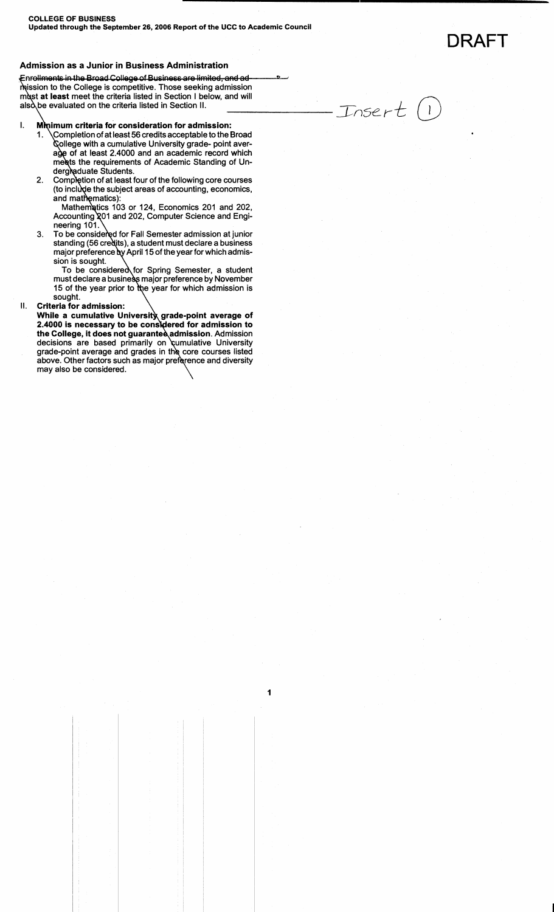**COLLEGE OF BUSINESS**
**Updated through the September 26, 2006 Report of the UCC to Academic Council**

**DRAFT**

### Admission as a Junior in Business Administration

~~Enrollments in the Broad College of Business are limited, and ad-~~ mission to the College is competitive. Those seeking admission must **at least** meet the criteria listed in Section I below, and will also be evaluated on the criteria listed in Section II. — Insert (1)

I. **Minimum criteria for consideration for admission:**
   1. Completion of at least 56 credits acceptable to the Broad College with a cumulative University grade- point average of at least 2.4000 and an academic record which meets the requirements of Academic Standing of Undergraduate Students.
   2. Completion of at least four of the following core courses (to include the subject areas of accounting, economics, and mathematics):

      Mathematics 103 or 124, Economics 201 and 202, Accounting 201 and 202, Computer Science and Engineering 101.
   3. To be considered for Fall Semester admission at junior standing (56 credits), a student must declare a business major preference by April 15 of the year for which admission is sought.

      To be considered for Spring Semester, a student must declare a business major preference by November 15 of the year prior to the year for which admission is sought.

II. **Criteria for admission:**

   **While a cumulative University grade-point average of 2.4000 is necessary to be considered for admission to the College, it does not guarantee admission**. Admission decisions are based primarily on cumulative University grade-point average and grades in the core courses listed above. Other factors such as major preference and diversity may also be considered.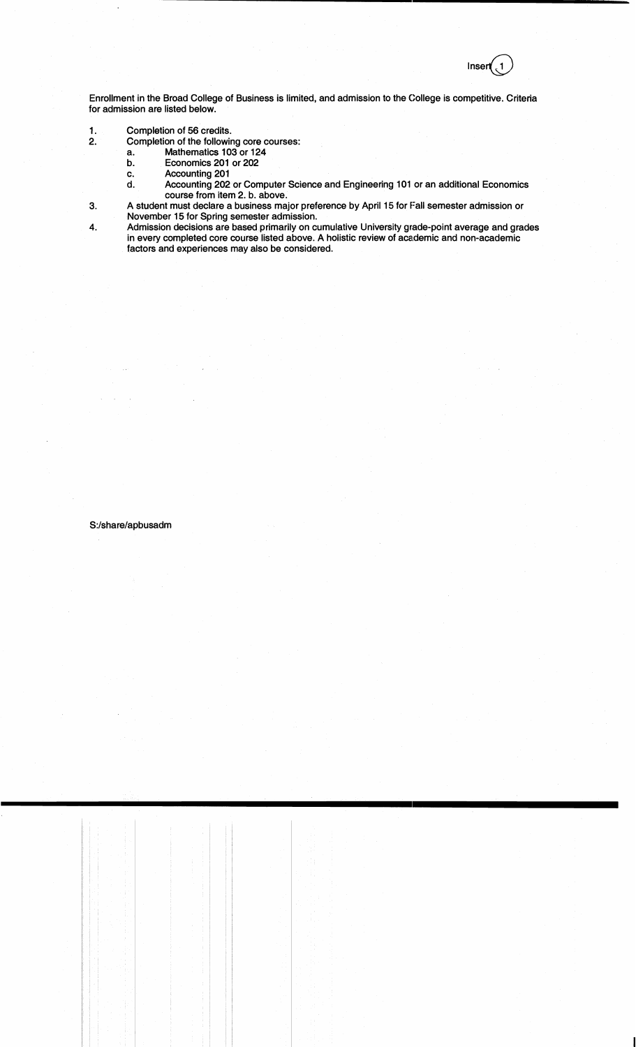Insert 1

Enrollment in the Broad College of Business is limited, and admission to the College is competitive. Criteria for admission are listed below.

1. Completion of 56 credits.
2. Completion of the following core courses:
   a. Mathematics 103 or 124
   b. Economics 201 or 202
   c. Accounting 201
   d. Accounting 202 or Computer Science and Engineering 101 or an additional Economics course from item 2. b. above.
3. A student must declare a business major preference by April 15 for Fall semester admission or November 15 for Spring semester admission.
4. Admission decisions are based primarily on cumulative University grade-point average and grades in every completed core course listed above. A holistic review of academic and non-academic factors and experiences may also be considered.

S:/share/apbusadm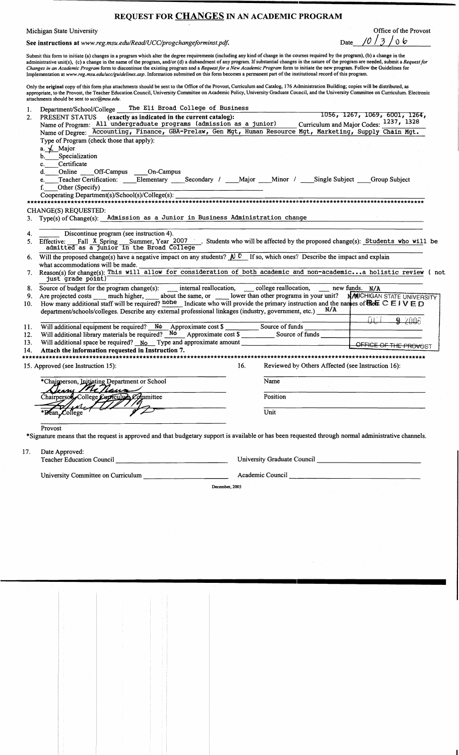# REQUEST FOR CHANGES IN AN ACADEMIC PROGRAM

Michigan State University — Office of the Provost

**See instructions at** *www.reg.msu.edu/Read/UCC/progchangeforminst.pdf.* — Date 10/3/06

Submit this form to initiate (a) changes in a program which alter the degree requirements (including any kind of change in the courses required by the program), (b) a change in the administrative unit(s), (c) a change in the name of the program, and/or (d) a disbandment of any program. If substantial changes in the nature of the program are needed, submit a *Request for Changes in an Academic Program* form to discontinue the existing program and a *Request for a New Academic Program* form to initiate the new program. Follow the Guidelines for Implementation at *www.reg.msu.edu/ucc/guidelines.asp*. Information submitted on this form becomes a permanent part of the institutional record of this program.

Only the **original** copy of this form plus attachments should be sent to the Office of the Provost, Curriculum and Catalog, 176 Administration Building; copies will be distributed, as appropriate, to the Provost, the Teacher Education Council, University Committee on Academic Policy, University Graduate Council, and the University Committee on Curriculum. Electronic attachments should be sent to *ucc@msu.edu*.

1. Department/School/College: The Eli Broad College of Business
2. PRESENT STATUS **(exactly as indicated in the current catalog):**
   Name of Program: All undergraduate programs (admission as a junior) — Curriculum and Major Codes: 1056, 1267, 1069, 6001, 1264, 1237, 1328
   Name of Degree: Accounting, Finance, GBA-Prelaw, Gen Mgt, Human Resource Mgt, Marketing, Supply Chain Mgt.
   Type of Program (check those that apply):
   a. ✓ Major
   b. ___ Specialization
   c. ___ Certificate
   d. ___ Online ___ Off-Campus ___ On-Campus
   e. ___ Teacher Certification: ___ Elementary ___ Secondary / ___ Major ___ Minor / ___ Single Subject ___ Group Subject
   f. ___ Other (Specify) ___
   Cooperating Department(s)/School(s)/College(s): ___

*****************************************************************************

CHANGE(S) REQUESTED:

3. Type(s) of Change(s): Admission as a Junior in Business Administration change
4. ___ Discontinue program (see instruction 4).
5. Effective: ___ Fall X Spring ___ Summer, Year 2007. Students who will be affected by the proposed change(s): Students who will be admitted as a junior in the Broad College
6. Will the proposed change(s) have a negative impact on any students? NO If so, which ones? Describe the impact and explain what accommodations will be made.
7. Reason(s) for change(s): This will allow for consideration of both academic and non-academic...a holistic review (not just grade point)
8. Source of budget for the program change(s): ___ internal reallocation, ___ college reallocation, ___ new funds. N/A
9. Are projected costs ___ much higher, ___ about the same, or ___ lower than other programs in your unit? N/A
10. How many additional staff will be required? none Indicate who will provide the primary instruction and the names of the department/schools/colleges. Describe any external professional linkages (industry, government, etc.) N/A
11. Will additional equipment be required? No Approximate cost $ ___ Source of funds ___
12. Will additional library materials be required? No Approximate cost $ ___ Source of funds ___
13. Will additional space be required? No Type and approximate amount ___
14. **Attach the information requested in Instruction 7.**

MICHIGAN STATE UNIVERSITY RECEIVED OCT 9 2006 OFFICE OF THE PROVOST

*****************************************************************************

15. Approved (see Instruction 15):

   *Chairperson, Initiating Department or School

   Chairperson, College Curriculum Committee [signature]

   *Dean, College [signature]

   Provost

16. Reviewed by Others Affected (see Instruction 16):

   Name

   Position

   Unit

*Signature means that the request is approved and that budgetary support is available or has been requested through normal administrative channels.

17. Date Approved:
   Teacher Education Council ___ University Graduate Council ___
   University Committee on Curriculum ___ Academic Council ___

December, 2003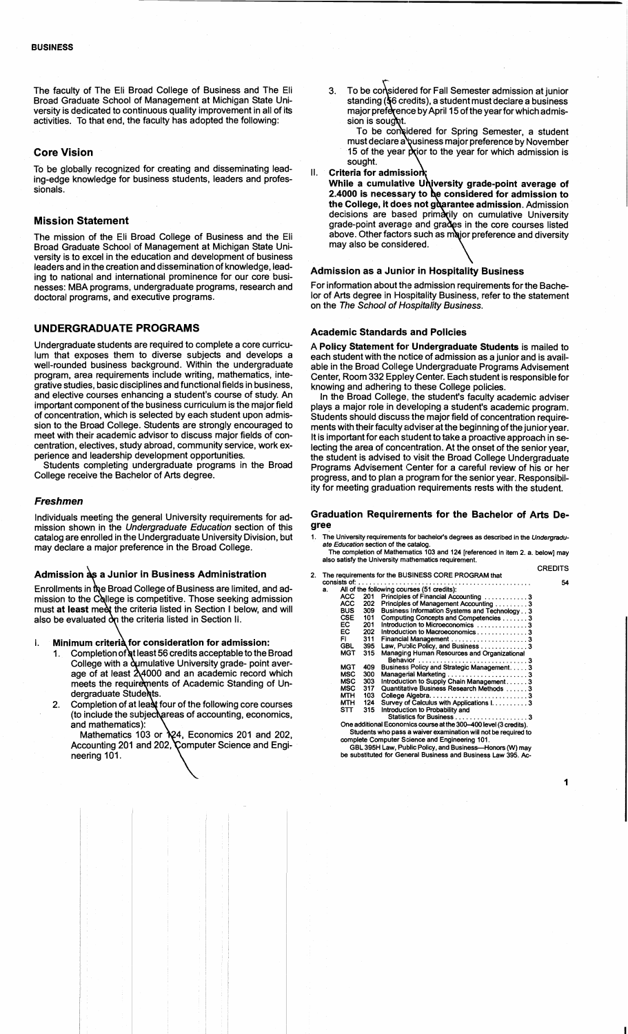**BUSINESS**

The faculty of The Eli Broad College of Business and The Eli Broad Graduate School of Management at Michigan State University is dedicated to continuous quality improvement in all of its activities. To that end, the faculty has adopted the following:

### Core Vision

To be globally recognized for creating and disseminating leading-edge knowledge for business students, leaders and professionals.

### Mission Statement

The mission of the Eli Broad College of Business and the Eli Broad Graduate School of Management at Michigan State University is to excel in the education and development of business leaders and in the creation and dissemination of knowledge, leading to national and international prominence for our core businesses: MBA programs, undergraduate programs, research and doctoral programs, and executive programs.

## UNDERGRADUATE PROGRAMS

Undergraduate students are required to complete a core curriculum that exposes them to diverse subjects and develops a well-rounded business background. Within the undergraduate program, area requirements include writing, mathematics, integrative studies, basic disciplines and functional fields in business, and elective courses enhancing a student's course of study. An important component of the business curriculum is the major field of concentration, which is selected by each student upon admission to the Broad College. Students are strongly encouraged to meet with their academic advisor to discuss major fields of concentration, electives, study abroad, community service, work experience and leadership development opportunities.

Students completing undergraduate programs in the Broad College receive the Bachelor of Arts degree.

### *Freshmen*

Individuals meeting the general University requirements for admission shown in the *Undergraduate Education* section of this catalog are enrolled in the Undergraduate University Division, but may declare a major preference in the Broad College.

### Admission as a Junior in Business Administration

Enrollments in the Broad College of Business are limited, and admission to the College is competitive. Those seeking admission must **at least** meet the criteria listed in Section I below, and will also be evaluated on the criteria listed in Section II.

I. **Minimum criteria for consideration for admission:**
   1. Completion of at least 56 credits acceptable to the Broad College with a cumulative University grade- point average of at least 2.4000 and an academic record which meets the requirements of Academic Standing of Undergraduate Students.
   2. Completion of at least four of the following core courses (to include the subject areas of accounting, economics, and mathematics):

      Mathematics 103 or 124, Economics 201 and 202, Accounting 201 and 202, Computer Science and Engineering 101.
   3. To be considered for Fall Semester admission at junior standing (56 credits), a student must declare a business major preference by April 15 of the year for which admission is sought.

      To be considered for Spring Semester, a student must declare a business major preference by November 15 of the year prior to the year for which admission is sought.

II. **Criteria for admission:**
   **While a cumulative University grade-point average of 2.4000 is necessary to be considered for admission to the College, it does not guarantee admission.** Admission decisions are based primarily on cumulative University grade-point average and grades in the core courses listed above. Other factors such as major preference and diversity may also be considered.

### Admission as a Junior in Hospitality Business

For information about the admission requirements for the Bachelor of Arts degree in Hospitality Business, refer to the statement on the *The School of Hospitality Business.*

### Academic Standards and Policies

A **Policy Statement for Undergraduate Students** is mailed to each student with the notice of admission as a junior and is available in the Broad College Undergraduate Programs Advisement Center, Room 332 Eppley Center. Each student is responsible for knowing and adhering to these College policies.

In the Broad College, the student's faculty academic adviser plays a major role in developing a student's academic program. Students should discuss the major field of concentration requirements with their faculty adviser at the beginning of the junior year. It is important for each student to take a proactive approach in selecting the area of concentration. At the onset of the senior year, the student is advised to visit the Broad College Undergraduate Programs Advisement Center for a careful review of his or her progress, and to plan a program for the senior year. Responsibility for meeting graduation requirements rests with the student.

### Graduation Requirements for the Bachelor of Arts Degree

1. The University requirements for bachelor's degrees as described in the *Undergraduate Education* section of the catalog.

   The completion of Mathematics 103 and 124 [referenced in item 2. a. below] may also satisfy the University mathematics requirement.

2. The requirements for the BUSINESS CORE PROGRAM that consists of: ...................................................... CREDITS 54
   a. All of the following courses (51 credits):

| | | | CREDITS |
|---|---|---|---|
| ACC | 201 | Principles of Financial Accounting | 3 |
| ACC | 202 | Principles of Management Accounting | 3 |
| BUS | 309 | Business Information Systems and Technology | 3 |
| CSE | 101 | Computing Concepts and Competencies | 3 |
| EC | 201 | Introduction to Microeconomics | 3 |
| EC | 202 | Introduction to Macroeconomics | 3 |
| FI | 311 | Financial Management | 3 |
| GBL | 395 | Law, Public Policy, and Business | 3 |
| MGT | 315 | Managing Human Resources and Organizational Behavior | 3 |
| MGT | 409 | Business Policy and Strategic Management | 3 |
| MSC | 300 | Managerial Marketing | 3 |
| MSC | 303 | Introduction to Supply Chain Management | 3 |
| MSC | 317 | Quantitative Business Research Methods | 3 |
| MTH | 103 | College Algebra | 3 |
| MTH | 124 | Survey of Calculus with Applications I | 3 |
| STT | 315 | Introduction to Probability and Statistics for Business | 3 |

   One additional Economics course at the 300–400 level (3 credits).

   Students who pass a waiver examination will not be required to complete Computer Science and Engineering 101.

   GBL 395H Law, Public Policy, and Business—Honors (W) may be substituted for General Business and Business Law 395. Ac-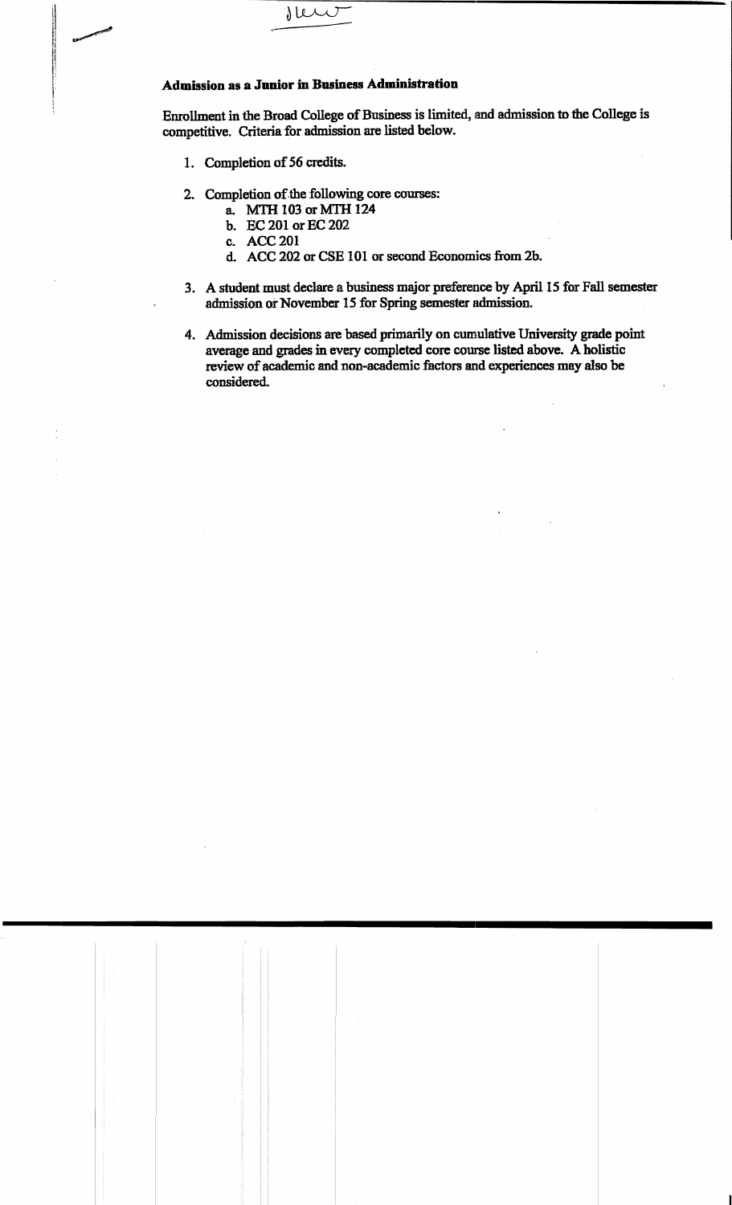New

### Admission as a Junior in Business Administration

Enrollment in the Broad College of Business is limited, and admission to the College is competitive. Criteria for admission are listed below.

1. Completion of 56 credits.
2. Completion of the following core courses:
   a. MTH 103 or MTH 124
   b. EC 201 or EC 202
   c. ACC 201
   d. ACC 202 or CSE 101 or second Economics from 2b.
3. A student must declare a business major preference by April 15 for Fall semester admission or November 15 for Spring semester admission.
4. Admission decisions are based primarily on cumulative University grade point average and grades in every completed core course listed above. A holistic review of academic and non-academic factors and experiences may also be considered.